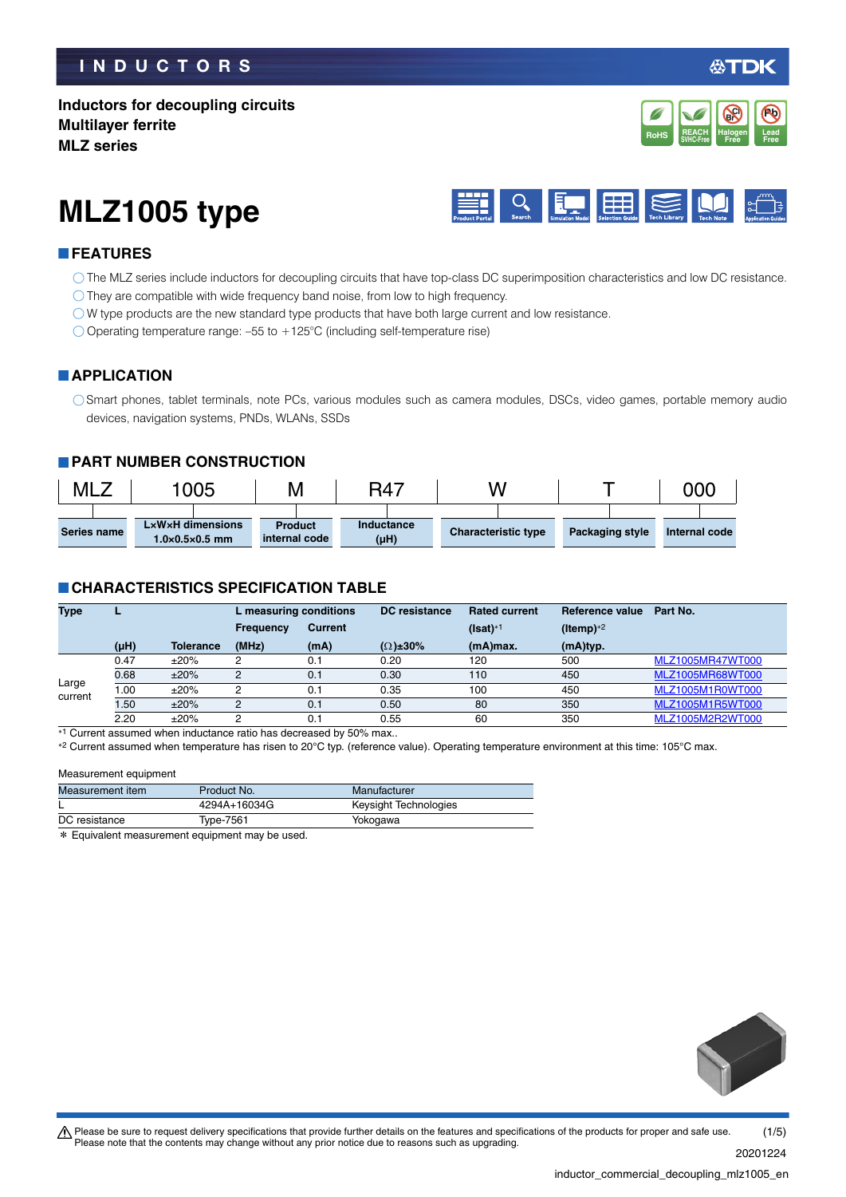INDUCTORS

**Inductors for decoupling circuits**
**Multilayer ferrite**
**MLZ series**

# MLZ1005 type

## FEATURES

- ◯ The MLZ series include inductors for decoupling circuits that have top-class DC superimposition characteristics and low DC resistance.
- ◯ They are compatible with wide frequency band noise, from low to high frequency.
- ◯ W type products are the new standard type products that have both large current and low resistance.
- ◯ Operating temperature range: –55 to +125°C (including self-temperature rise)

## APPLICATION

- ◯ Smart phones, tablet terminals, note PCs, various modules such as camera modules, DSCs, video games, portable memory audio devices, navigation systems, PNDs, WLANs, SSDs

## PART NUMBER CONSTRUCTION

| MLZ | 1005 | M | R47 | W | T | 000 |
|---|---|---|---|---|---|---|
| Series name | L×W×H dimensions 1.0×0.5×0.5 mm | Product internal code | Inductance (µH) | Characteristic type | Packaging style | Internal code |

## CHARACTERISTICS SPECIFICATION TABLE

| Type | L |  | L measuring conditions |  | DC resistance | Rated current | Reference value | Part No. |
|---|---|---|---|---|---|---|---|---|
|  |  |  | Frequency | Current |  | (Isat)*1 | (Itemp)*2 |  |
|  | (µH) | Tolerance | (MHz) | (mA) | (Ω)±30% | (mA)max. | (mA)typ. |  |
| Large current | 0.47 | ±20% | 2 | 0.1 | 0.20 | 120 | 500 | MLZ1005MR47WT000 |
|  | 0.68 | ±20% | 2 | 0.1 | 0.30 | 110 | 450 | MLZ1005MR68WT000 |
|  | 1.00 | ±20% | 2 | 0.1 | 0.35 | 100 | 450 | MLZ1005M1R0WT000 |
|  | 1.50 | ±20% | 2 | 0.1 | 0.50 | 80 | 350 | MLZ1005M1R5WT000 |
|  | 2.20 | ±20% | 2 | 0.1 | 0.55 | 60 | 350 | MLZ1005M2R2WT000 |

*1 Current assumed when inductance ratio has decreased by 50% max..
*2 Current assumed when temperature has risen to 20°C typ. (reference value). Operating temperature environment at this time: 105°C max.

Measurement equipment

| Measurement item | Product No. | Manufacturer |
|---|---|---|
| L | 4294A+16034G | Keysight Technologies |
| DC resistance | Type-7561 | Yokogawa |

* Equivalent measurement equipment may be used.

⚠ Please be sure to request delivery specifications that provide further details on the features and specifications of the products for proper and safe use.
Please note that the contents may change without any prior notice due to reasons such as upgrading.

20201224

inductor_commercial_decoupling_mlz1005_en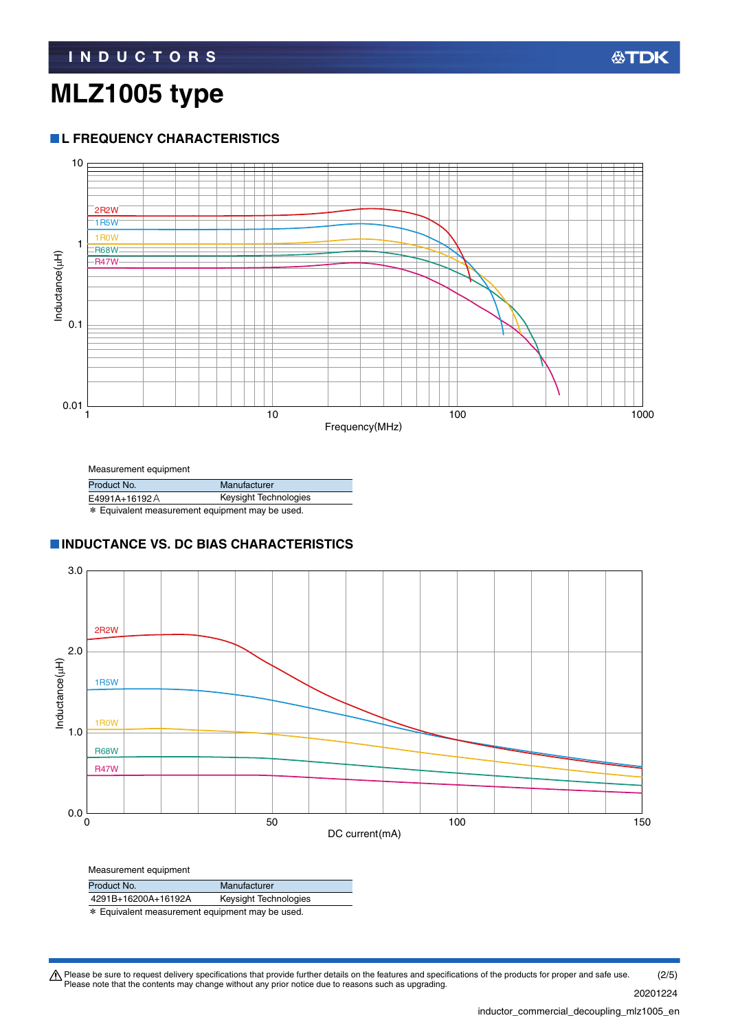# MLZ1005 type

## L FREQUENCY CHARACTERISTICS

Measurement equipment

| Product No. | Manufacturer |
|---|---|
| E4991A+16192A | Keysight Technologies |

* Equivalent measurement equipment may be used.

## INDUCTANCE VS. DC BIAS CHARACTERISTICS

Measurement equipment

| Product No. | Manufacturer |
|---|---|
| 4291B+16200A+16192A | Keysight Technologies |

* Equivalent measurement equipment may be used.

⚠ Please be sure to request delivery specifications that provide further details on the features and specifications of the products for proper and safe use.
Please note that the contents may change without any prior notice due to reasons such as upgrading.

20201224

inductor_commercial_decoupling_mlz1005_en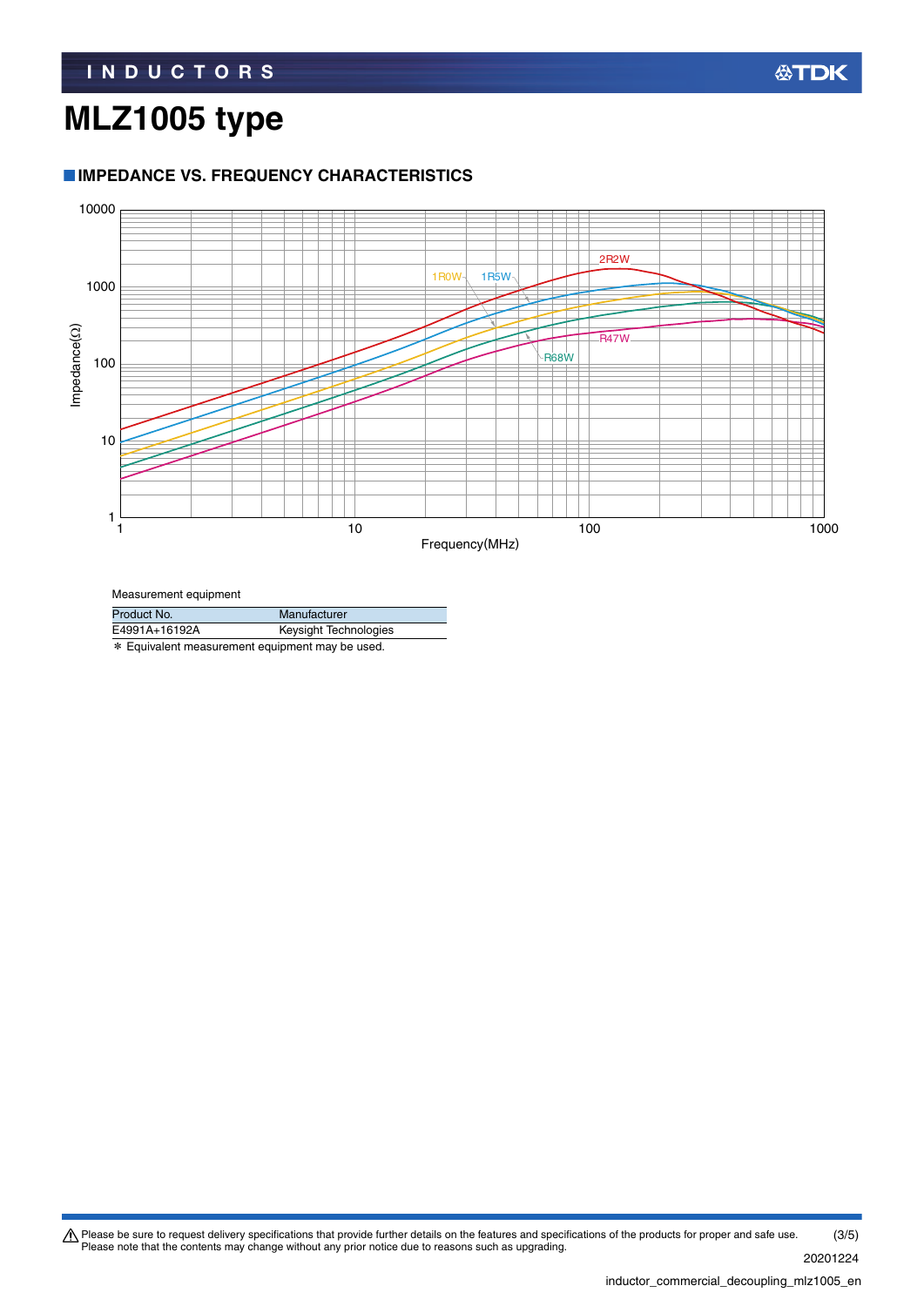# MLZ1005 type

## IMPEDANCE VS. FREQUENCY CHARACTERISTICS

Measurement equipment

| Product No. | Manufacturer |
| --- | --- |
| E4991A+16192A | Keysight Technologies |

* Equivalent measurement equipment may be used.

⚠ Please be sure to request delivery specifications that provide further details on the features and specifications of the products for proper and safe use.
Please note that the contents may change without any prior notice due to reasons such as upgrading.

20201224

inductor_commercial_decoupling_mlz1005_en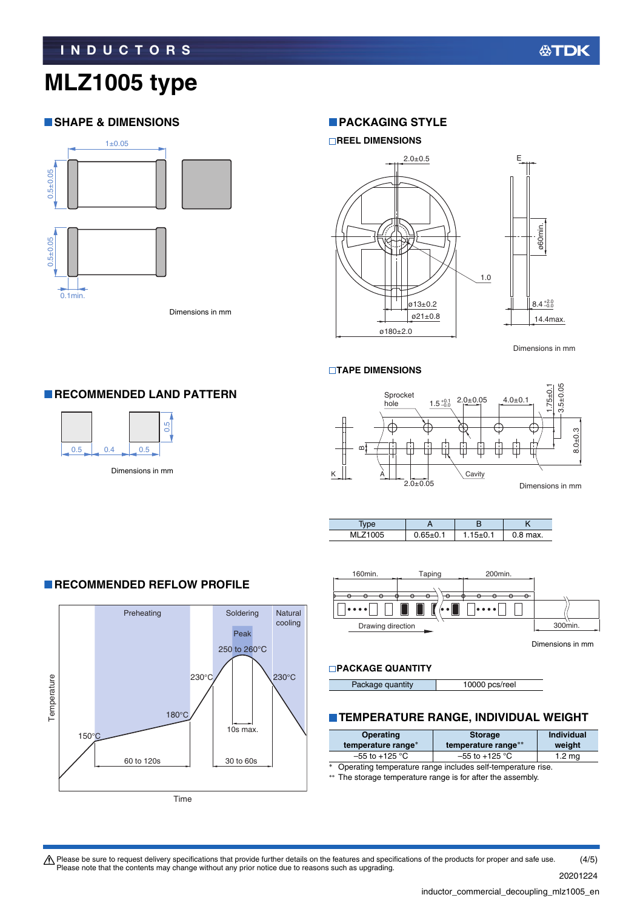# MLZ1005 type

## SHAPE & DIMENSIONS

1±0.05

0.5±0.05

0.5±0.05

0.1min.

Dimensions in mm

## PACKAGING STYLE

### REEL DIMENSIONS

2.0±0.5

E

ø60min.

1.0

ø13±0.2

ø21±0.8

ø180±2.0

$8.4^{+2.0}_{-0.0}$

14.4max.

Dimensions in mm

### TAPE DIMENSIONS

Sprocket hole

$1.5^{+0.1}_{-0.0}$

2.0±0.05

4.0±0.1

1.75±0.1

3.5±0.05

8.0±0.3

B

K

A

Cavity

2.0±0.05

Dimensions in mm

| Type | A | B | K |
| --- | --- | --- | --- |
| MLZ1005 | 0.65±0.1 | 1.15±0.1 | 0.8 max. |

160min.

Taping

200min.

Drawing direction

300min.

Dimensions in mm

### PACKAGE QUANTITY

| Package quantity | 10000 pcs/reel |
| --- | --- |

## RECOMMENDED LAND PATTERN

0.5

0.5

0.4

0.5

Dimensions in mm

## RECOMMENDED REFLOW PROFILE

Preheating

Soldering

Natural cooling

Peak

250 to 260°C

230°C

230°C

180°C

150°C

10s max.

60 to 120s

30 to 60s

Temperature

Time

## TEMPERATURE RANGE, INDIVIDUAL WEIGHT

| Operating temperature range* | Storage temperature range** | Individual weight |
| --- | --- | --- |
| –55 to +125 °C | –55 to +125 °C | 1.2 mg |

\* Operating temperature range includes self-temperature rise.

\*\* The storage temperature range is for after the assembly.

⚠ Please be sure to request delivery specifications that provide further details on the features and specifications of the products for proper and safe use.
Please note that the contents may change without any prior notice due to reasons such as upgrading.

20201224

inductor_commercial_decoupling_mlz1005_en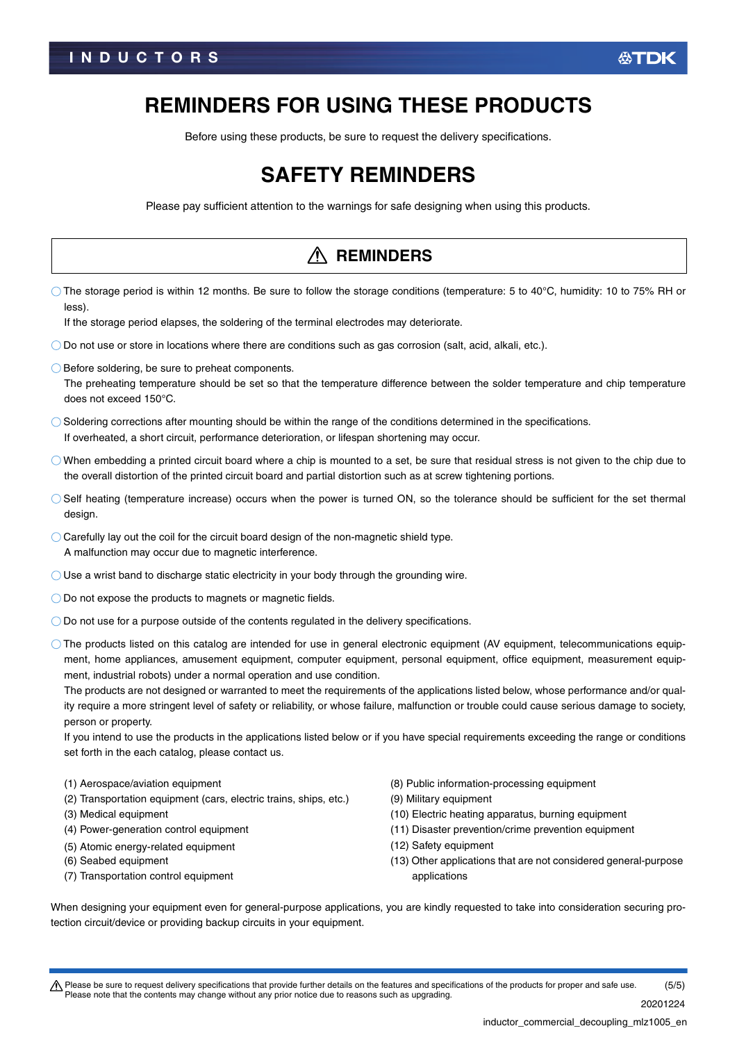# REMINDERS FOR USING THESE PRODUCTS

Before using these products, be sure to request the delivery specifications.

# SAFETY REMINDERS

Please pay sufficient attention to the warnings for safe designing when using this products.

## ⚠ REMINDERS

- The storage period is within 12 months. Be sure to follow the storage conditions (temperature: 5 to 40°C, humidity: 10 to 75% RH or less).
  If the storage period elapses, the soldering of the terminal electrodes may deteriorate.
- Do not use or store in locations where there are conditions such as gas corrosion (salt, acid, alkali, etc.).
- Before soldering, be sure to preheat components.
  The preheating temperature should be set so that the temperature difference between the solder temperature and chip temperature does not exceed 150°C.
- Soldering corrections after mounting should be within the range of the conditions determined in the specifications.
  If overheated, a short circuit, performance deterioration, or lifespan shortening may occur.
- When embedding a printed circuit board where a chip is mounted to a set, be sure that residual stress is not given to the chip due to the overall distortion of the printed circuit board and partial distortion such as at screw tightening portions.
- Self heating (temperature increase) occurs when the power is turned ON, so the tolerance should be sufficient for the set thermal design.
- Carefully lay out the coil for the circuit board design of the non-magnetic shield type.
  A malfunction may occur due to magnetic interference.
- Use a wrist band to discharge static electricity in your body through the grounding wire.
- Do not expose the products to magnets or magnetic fields.
- Do not use for a purpose outside of the contents regulated in the delivery specifications.
- The products listed on this catalog are intended for use in general electronic equipment (AV equipment, telecommunications equipment, home appliances, amusement equipment, computer equipment, personal equipment, office equipment, measurement equipment, industrial robots) under a normal operation and use condition.
  The products are not designed or warranted to meet the requirements of the applications listed below, whose performance and/or quality require a more stringent level of safety or reliability, or whose failure, malfunction or trouble could cause serious damage to society, person or property.
  If you intend to use the products in the applications listed below or if you have special requirements exceeding the range or conditions set forth in the each catalog, please contact us.

(1) Aerospace/aviation equipment
(2) Transportation equipment (cars, electric trains, ships, etc.)
(3) Medical equipment
(4) Power-generation control equipment
(5) Atomic energy-related equipment
(6) Seabed equipment
(7) Transportation control equipment
(8) Public information-processing equipment
(9) Military equipment
(10) Electric heating apparatus, burning equipment
(11) Disaster prevention/crime prevention equipment
(12) Safety equipment
(13) Other applications that are not considered general-purpose applications

When designing your equipment even for general-purpose applications, you are kindly requested to take into consideration securing protection circuit/device or providing backup circuits in your equipment.

⚠ Please be sure to request delivery specifications that provide further details on the features and specifications of the products for proper and safe use.
Please note that the contents may change without any prior notice due to reasons such as upgrading.

20201224
inductor_commercial_decoupling_mlz1005_en